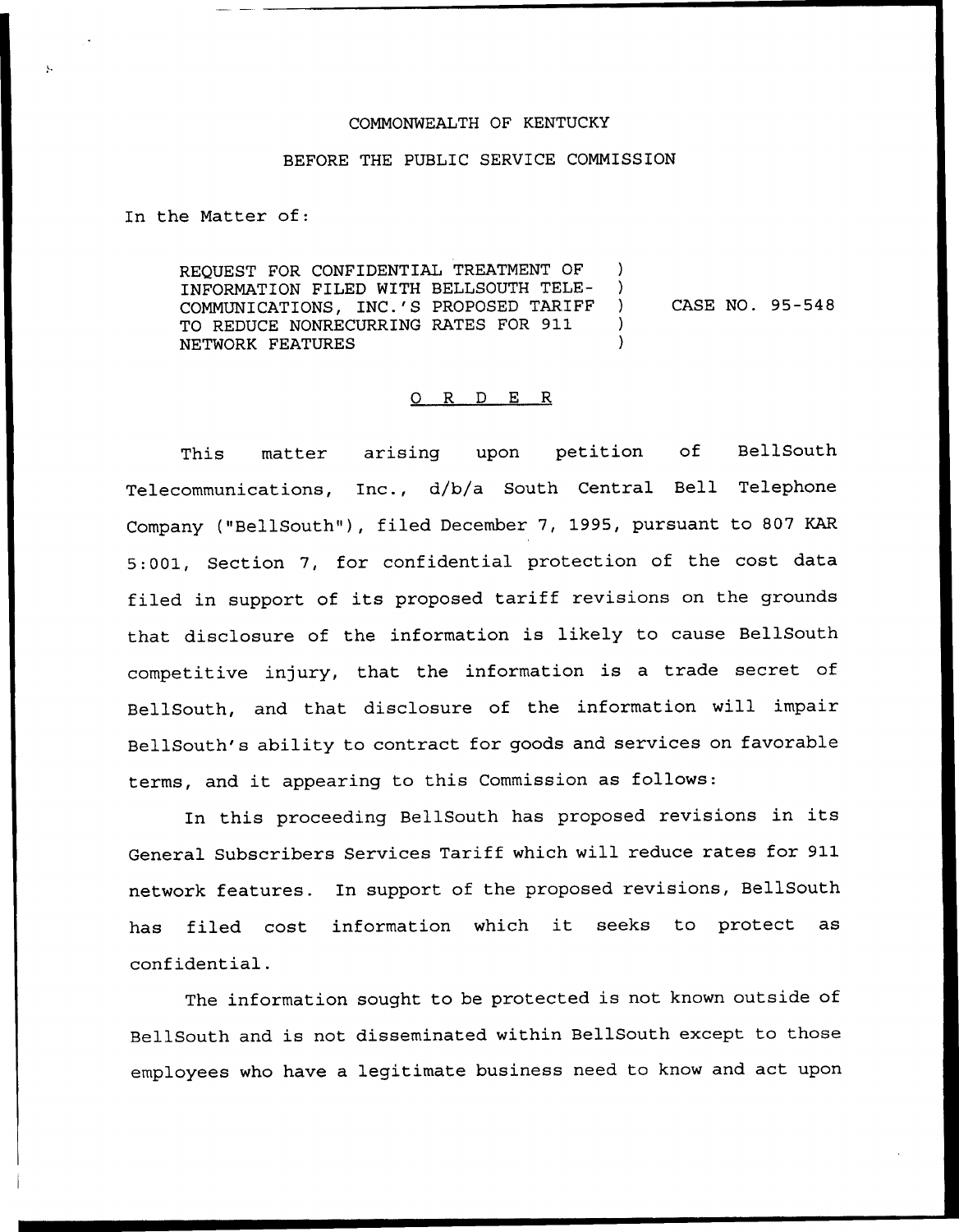COMMONWEALTH OF KENTUCKY

BEFORE THE PUBLIC SERVICE COMMISSION

In the Matter of:

REQUEST FOR CONFIDENTIAL TREATMENT OF INFORMATION FILED WITH BELLSOUTH TELECOMMUNICATIONS, INC.'S PROPOSED TARIFF TO REDUCE NONRECURRING RATES FOR 911 NETWORK FEATURES ) CASE NO. 95-548

## O R D E R

This matter arising upon petition of BellSouth Telecommunications, Inc., d/b/a South Central Bell Telephone Company ("BellSouth"), filed December 7, 1995, pursuant to 807 KAR 5:001, Section 7, for confidential protection of the cost data filed in support of its proposed tariff revisions on the grounds that disclosure of the information is likely to cause BellSouth competitive injury, that the information is a trade secret of BellSouth, and that disclosure of the information will impair BellSouth's ability to contract for goods and services on favorable terms, and it appearing to this Commission as follows:

In this proceeding BellSouth has proposed revisions in its General Subscribers Services Tariff which will reduce rates for 911 network features. In support of the proposed revisions, BellSouth has filed cost information which it seeks to protect as confidential.

The information sought to be protected is not known outside of BellSouth and is not disseminated within BellSouth except to those employees who have a legitimate business need to know and act upon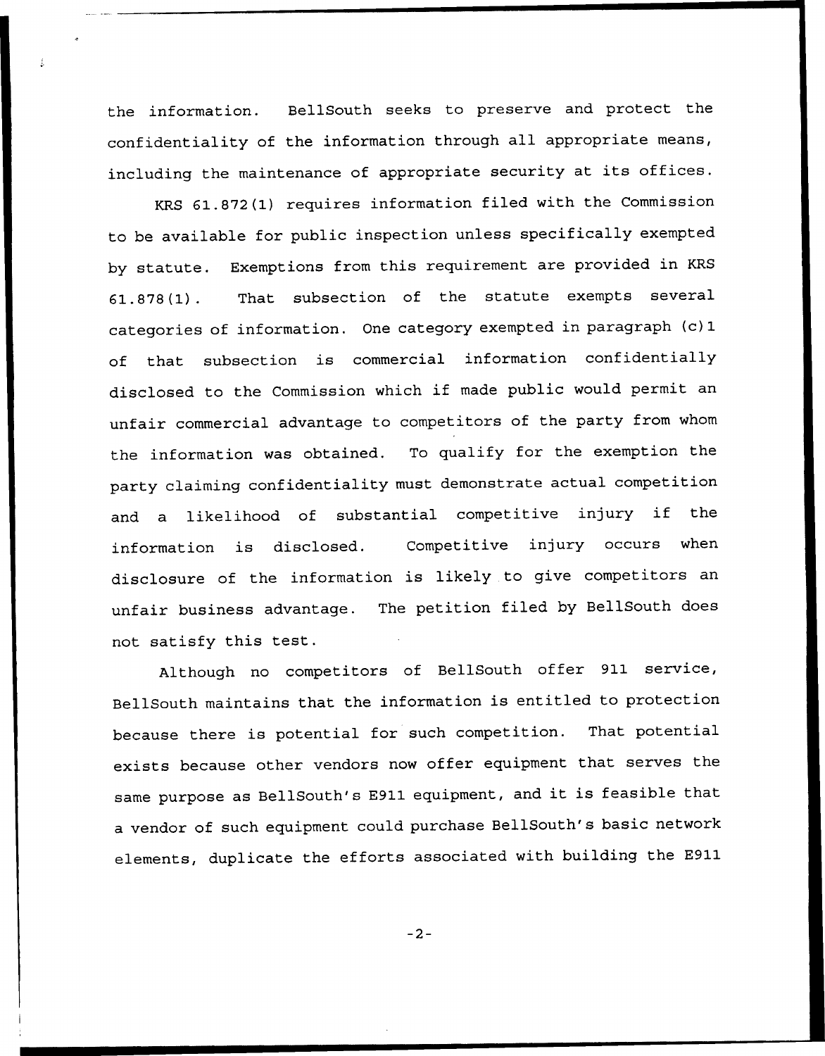the information. BellSouth seeks to preserve and protect the confidentiality of the information through all appropriate means, including the maintenance of appropriate security at its offices.

KRS 61.872(1) requires information filed with the Commission to be available for public inspection unless specifically exempted by statute. Exemptions from this requirement are provided in KRS 61.878(1). That subsection of the statute exempts several categories of information. One category exempted in paragraph (c)1 of that subsection is commercial information confidentially disclosed to the Commission which if made public would permit an unfair commercial advantage to competitors of the party from whom the information was obtained. To qualify for the exemption the party claiming confidentiality must demonstrate actual competition and a likelihood of substantial competitive injury if the information is disclosed. Competitive injury occurs when disclosure of the information is likely to give competitors an unfair business advantage. The petition filed by BellSouth does not satisfy this test.

Although no competitors of BellSouth offer 911 service, BellSouth maintains that the information is entitled to protection because there is potential for such competition. That potential exists because other vendors now offer equipment that serves the same purpose as BellSouth's E911 equipment, and it is feasible that a vendor of such equipment could purchase BellSouth's basic network elements, duplicate the efforts associated with building the E911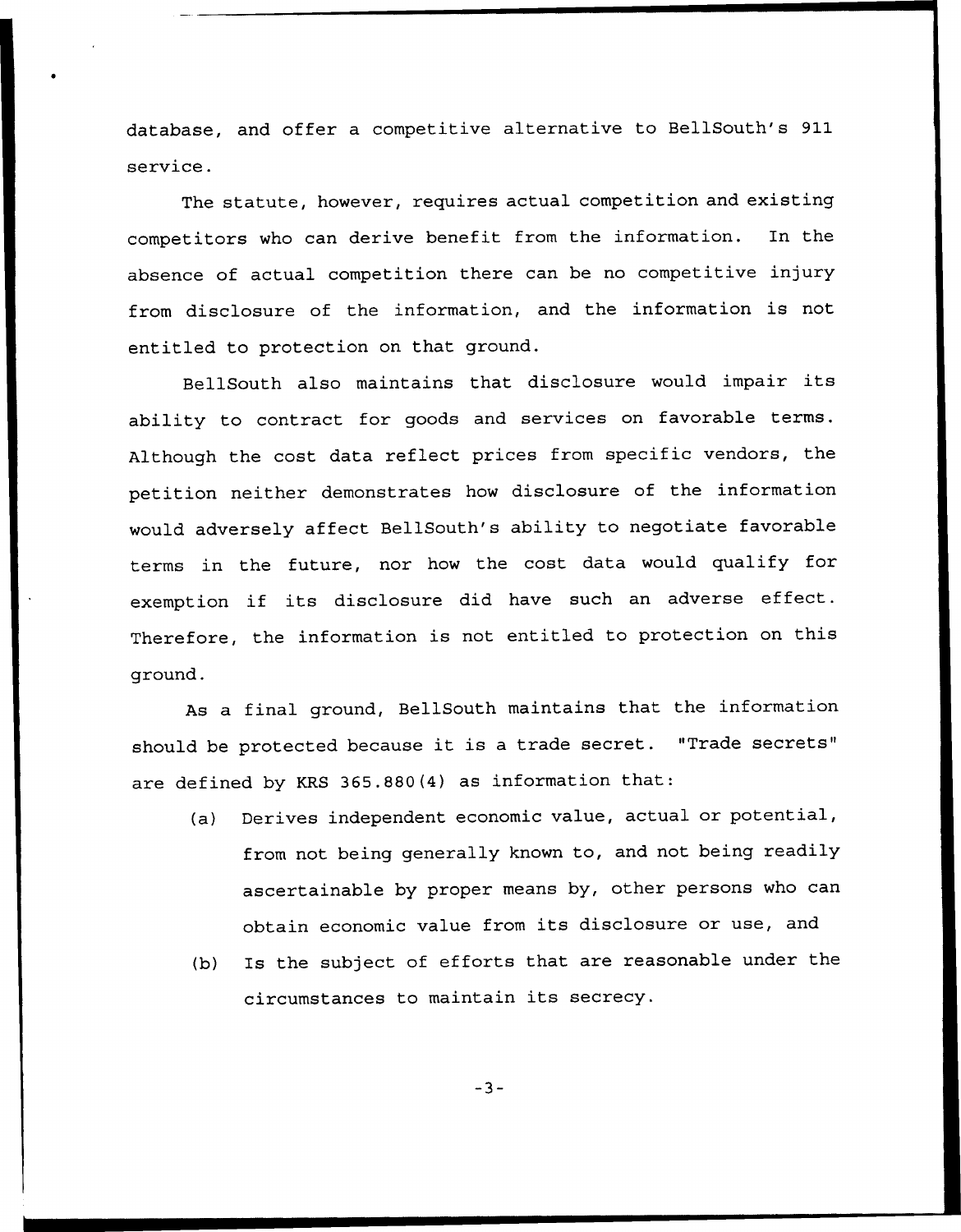database, and offer a competitive alternative to BellSouth's 911 service.

The statute, however, requires actual competition and existing competitors who can derive benefit from the information. In the absence of actual competition there can be no competitive injury from disclosure of the information, and the information is not entitled to protection on that ground.

BellSouth also maintains that disclosure would impair its ability to contract for goods and services on favorable terms. Although the cost data reflect prices from specific vendors, the petition neither demonstrates how disclosure of the information would adversely affect BellSouth's ability to negotiate favorable terms in the future, nor how the cost data would qualify for exemption if its disclosure did have such an adverse effect. Therefore, the information is not entitled to protection on this ground.

As a final ground, BellSouth maintains that the information should be protected because it is a trade secret. "Trade secrets" are defined by KRS 365.880(4) as information that:

(a) Derives independent economic value, actual or potential, from not being generally known to, and not being readily ascertainable by proper means by, other persons who can obtain economic value from its disclosure or use, and

(b) Is the subject of efforts that are reasonable under the circumstances to maintain its secrecy.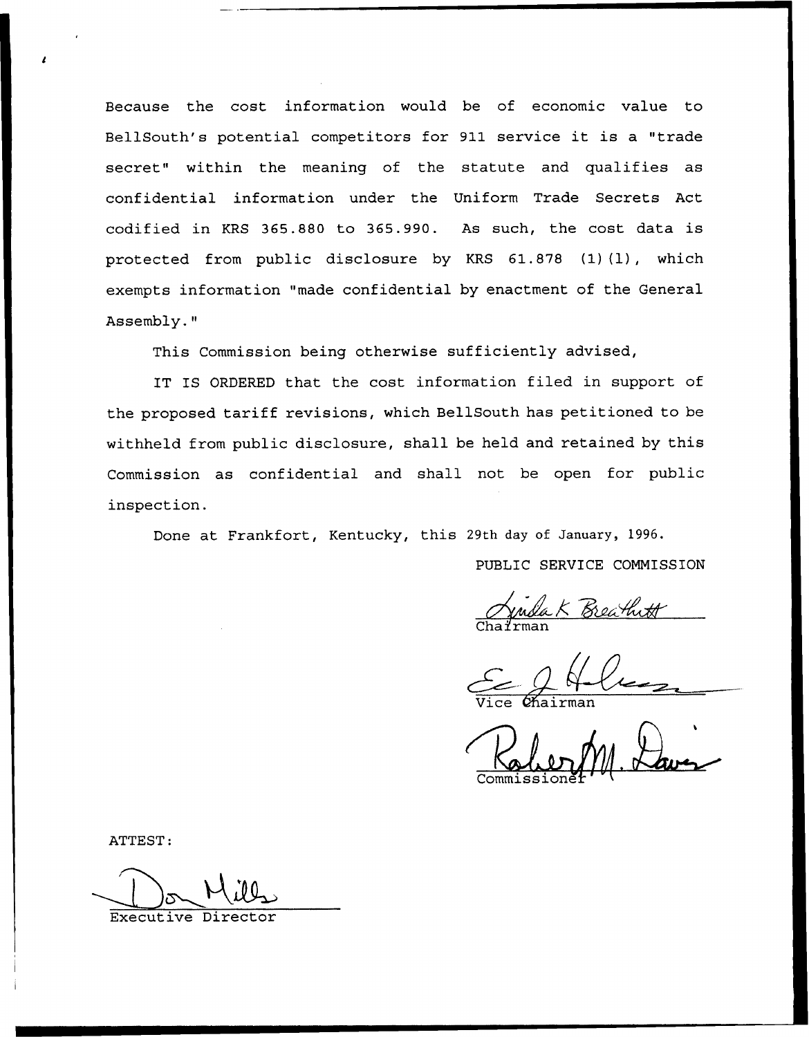Because the cost information would be of economic value to BellSouth's potential competitors for 911 service it is a "trade secret" within the meaning of the statute and qualifies as confidential information under the Uniform Trade Secrets Act codified in KRS 365.880 to 365.990. As such, the cost data is protected from public disclosure by KRS 61.878 (1)(l), which exempts information "made confidential by enactment of the General Assembly."

This Commission being otherwise sufficiently advised,

IT IS ORDERED that the cost information filed in support of the proposed tariff revisions, which BellSouth has petitioned to be withheld from public disclosure, shall be held and retained by this Commission as confidential and shall not be open for public inspection.

Done at Frankfort, Kentucky, this 29th day of January, 1996.

PUBLIC SERVICE COMMISSION

Chairman

Vice Chairman

Commissioner

ATTEST:

Executive Director